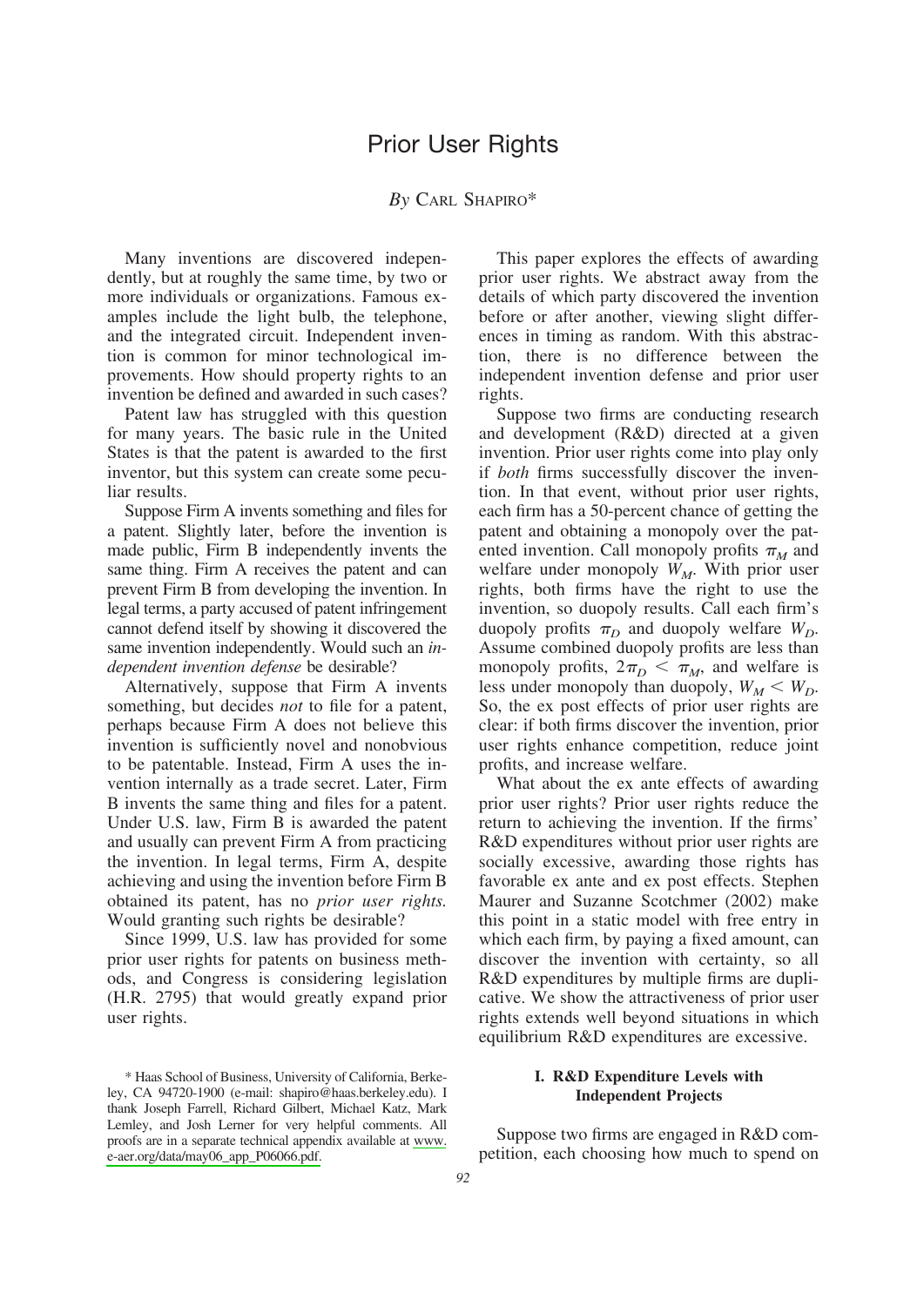# Prior User Rights

*By* Carl Shapiro*

Many inventions are discovered independently, but at roughly the same time, by two or more individuals or organizations. Famous examples include the light bulb, the telephone, and the integrated circuit. Independent invention is common for minor technological improvements. How should property rights to an invention be defined and awarded in such cases?

Patent law has struggled with this question for many years. The basic rule in the United States is that the patent is awarded to the first inventor, but this system can create some peculiar results.

Suppose Firm A invents something and files for a patent. Slightly later, before the invention is made public, Firm B independently invents the same thing. Firm A receives the patent and can prevent Firm B from developing the invention. In legal terms, a party accused of patent infringement cannot defend itself by showing it discovered the same invention independently. Would such an *independent invention defense* be desirable?

Alternatively, suppose that Firm A invents something, but decides *not* to file for a patent, perhaps because Firm A does not believe this invention is sufficiently novel and nonobvious to be patentable. Instead, Firm A uses the invention internally as a trade secret. Later, Firm B invents the same thing and files for a patent. Under U.S. law, Firm B is awarded the patent and usually can prevent Firm A from practicing the invention. In legal terms, Firm A, despite achieving and using the invention before Firm B obtained its patent, has no *prior user rights.* Would granting such rights be desirable?

Since 1999, U.S. law has provided for some prior user rights for patents on business methods, and Congress is considering legislation (H.R. 2795) that would greatly expand prior user rights.

This paper explores the effects of awarding prior user rights. We abstract away from the details of which party discovered the invention before or after another, viewing slight differences in timing as random. With this abstraction, there is no difference between the independent invention defense and prior user rights.

Suppose two firms are conducting research and development (R&D) directed at a given invention. Prior user rights come into play only if *both* firms successfully discover the invention. In that event, without prior user rights, each firm has a 50-percent chance of getting the patent and obtaining a monopoly over the patented invention. Call monopoly profits $\pi_M$ and welfare under monopoly $W_M$. With prior user rights, both firms have the right to use the invention, so duopoly results. Call each firm's duopoly profits $\pi_D$ and duopoly welfare $W_D$. Assume combined duopoly profits are less than monopoly profits, $2\pi_D < \pi_M$, and welfare is less under monopoly than duopoly, $W_M < W_D$. So, the ex post effects of prior user rights are clear: if both firms discover the invention, prior user rights enhance competition, reduce joint profits, and increase welfare.

What about the ex ante effects of awarding prior user rights? Prior user rights reduce the return to achieving the invention. If the firms' R&D expenditures without prior user rights are socially excessive, awarding those rights has favorable ex ante and ex post effects. Stephen Maurer and Suzanne Scotchmer (2002) make this point in a static model with free entry in which each firm, by paying a fixed amount, can discover the invention with certainty, so all R&D expenditures by multiple firms are duplicative. We show the attractiveness of prior user rights extends well beyond situations in which equilibrium R&D expenditures are excessive.

## I. R&D Expenditure Levels with Independent Projects

Suppose two firms are engaged in R&D competition, each choosing how much to spend on

\* Haas School of Business, University of California, Berkeley, CA 94720-1900 (e-mail: shapiro@haas.berkeley.edu). I thank Joseph Farrell, Richard Gilbert, Michael Katz, Mark Lemley, and Josh Lerner for very helpful comments. All proofs are in a separate technical appendix available at www.e-aer.org/data/may06_app_P06066.pdf.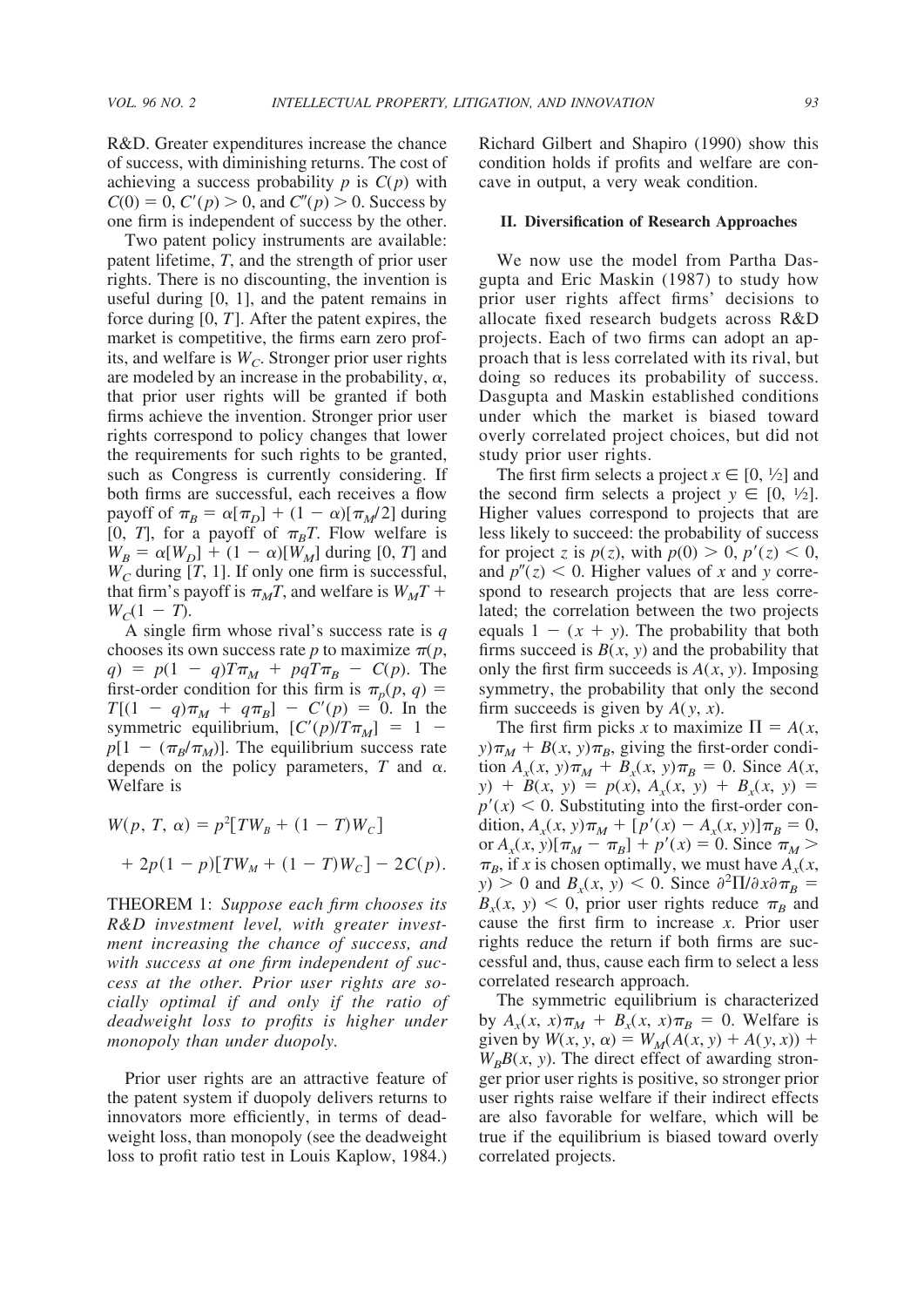R&D. Greater expenditures increase the chance of success, with diminishing returns. The cost of achieving a success probability $p$ is $C(p)$ with $C(0) = 0$, $C'(p) > 0$, and $C''(p) > 0$. Success by one firm is independent of success by the other.

Two patent policy instruments are available: patent lifetime, $T$, and the strength of prior user rights. There is no discounting, the invention is useful during $[0, 1]$, and the patent remains in force during $[0, T]$. After the patent expires, the market is competitive, the firms earn zero profits, and welfare is $W_C$. Stronger prior user rights are modeled by an increase in the probability, $\alpha$, that prior user rights will be granted if both firms achieve the invention. Stronger prior user rights correspond to policy changes that lower the requirements for such rights to be granted, such as Congress is currently considering. If both firms are successful, each receives a flow payoff of $\pi_B = \alpha[\pi_D] + (1 - \alpha)[\pi_M/2]$ during $[0, T]$, for a payoff of $\pi_B T$. Flow welfare is $W_B = \alpha[W_D] + (1 - \alpha)[W_M]$ during $[0, T]$ and $W_C$ during $[T, 1]$. If only one firm is successful, that firm's payoff is $\pi_M T$, and welfare is $W_M T + W_C(1 - T)$.

A single firm whose rival's success rate is $q$ chooses its own success rate $p$ to maximize $\pi(p, q) = p(1 - q)T\pi_M + pqT\pi_B - C(p)$. The first-order condition for this firm is $\pi_p(p, q) = T[(1 - q)\pi_M + q\pi_B] - C'(p) = 0$. In the symmetric equilibrium, $[C'(p)/T\pi_M] = 1 - p[1 - (\pi_B/\pi_M)]$. The equilibrium success rate depends on the policy parameters, $T$ and $\alpha$. Welfare is

$$W(p, T, \alpha) = p^2[TW_B + (1 - T)W_C] + 2p(1 - p)[TW_M + (1 - T)W_C] - 2C(p).$$

THEOREM 1: *Suppose each firm chooses its R&D investment level, with greater investment increasing the chance of success, and with success at one firm independent of success at the other. Prior user rights are socially optimal if and only if the ratio of deadweight loss to profits is higher under monopoly than under duopoly.*

Prior user rights are an attractive feature of the patent system if duopoly delivers returns to innovators more efficiently, in terms of deadweight loss, than monopoly (see the deadweight loss to profit ratio test in Louis Kaplow, 1984.) Richard Gilbert and Shapiro (1990) show this condition holds if profits and welfare are concave in output, a very weak condition.

## II. Diversification of Research Approaches

We now use the model from Partha Dasgupta and Eric Maskin (1987) to study how prior user rights affect firms' decisions to allocate fixed research budgets across R&D projects. Each of two firms can adopt an approach that is less correlated with its rival, but doing so reduces its probability of success. Dasgupta and Maskin established conditions under which the market is biased toward overly correlated project choices, but did not study prior user rights.

The first firm selects a project $x \in [0, \frac{1}{2}]$ and the second firm selects a project $y \in [0, \frac{1}{2}]$. Higher values correspond to projects that are less likely to succeed: the probability of success for project $z$ is $p(z)$, with $p(0) > 0$, $p'(z) < 0$, and $p''(z) < 0$. Higher values of $x$ and $y$ correspond to research projects that are less correlated; the correlation between the two projects equals $1 - (x + y)$. The probability that both firms succeed is $B(x, y)$ and the probability that only the first firm succeeds is $A(x, y)$. Imposing symmetry, the probability that only the second firm succeeds is given by $A(y, x)$.

The first firm picks $x$ to maximize $\Pi = A(x, y)\pi_M + B(x, y)\pi_B$, giving the first-order condition $A_x(x, y)\pi_M + B_x(x, y)\pi_B = 0$. Since $A(x, y) + B(x, y) = p(x)$, $A_x(x, y) + B_x(x, y) = p'(x) < 0$. Substituting into the first-order condition, $A_x(x, y)\pi_M + [p'(x) - A_x(x, y)]\pi_B = 0$, or $A_x(x, y)[\pi_M - \pi_B] + p'(x) = 0$. Since $\pi_M > \pi_B$, if $x$ is chosen optimally, we must have $A_x(x, y) > 0$ and $B_x(x, y) < 0$. Since $\partial^2\Pi/\partial x \partial \pi_B = B_x(x, y) < 0$, prior user rights reduce $\pi_B$ and cause the first firm to increase $x$. Prior user rights reduce the return if both firms are successful and, thus, cause each firm to select a less correlated research approach.

The symmetric equilibrium is characterized by $A_x(x, x)\pi_M + B_x(x, x)\pi_B = 0$. Welfare is given by $W(x, y, \alpha) = W_M(A(x, y) + A(y, x)) + W_B B(x, y)$. The direct effect of awarding stronger prior user rights is positive, so stronger prior user rights raise welfare if their indirect effects are also favorable for welfare, which will be true if the equilibrium is biased toward overly correlated projects.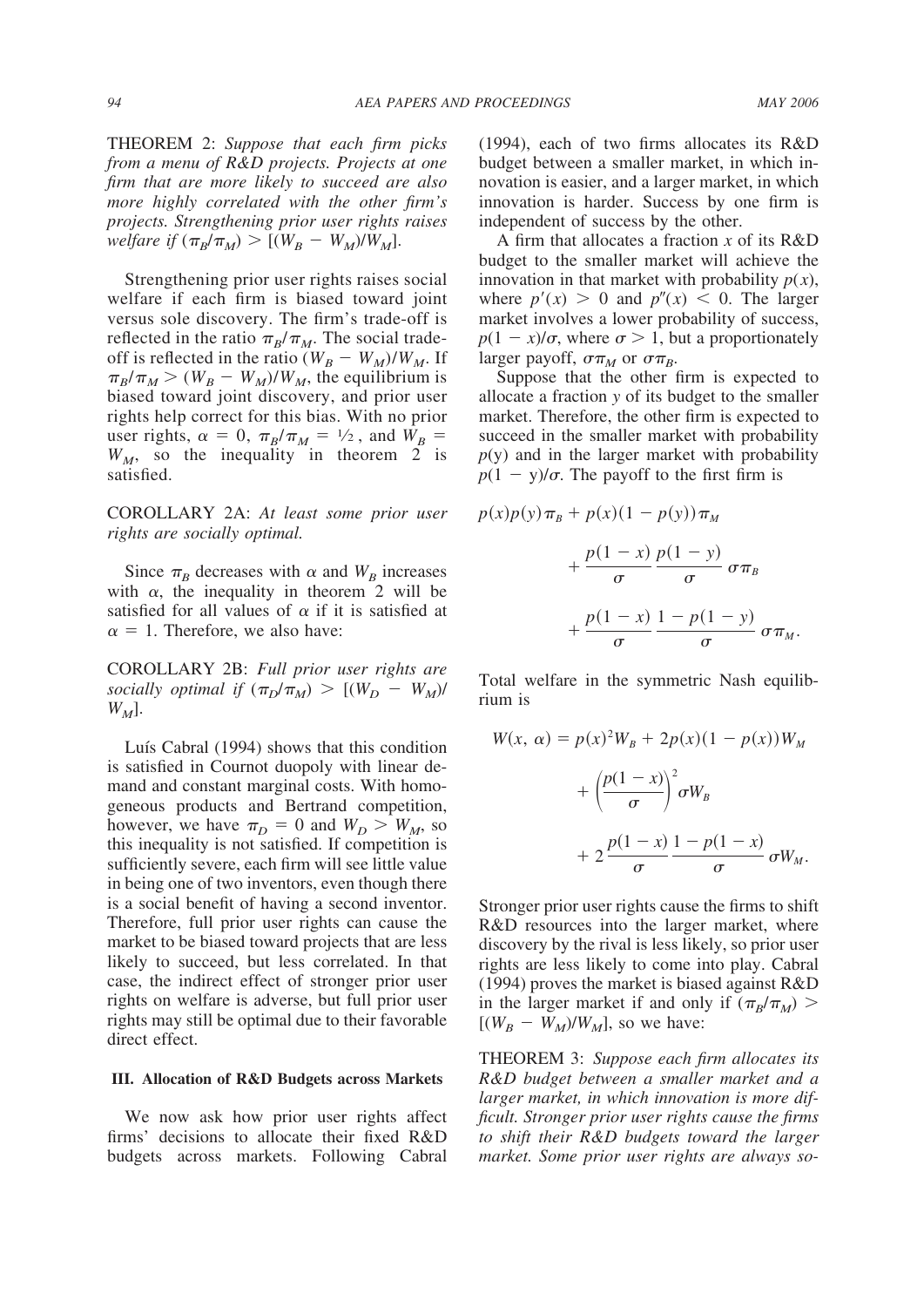THEOREM 2: *Suppose that each firm picks from a menu of R&D projects. Projects at one firm that are more likely to succeed are also more highly correlated with the other firm's projects. Strengthening prior user rights raises welfare if* $(\pi_B/\pi_M) > [(W_B - W_M)/W_M]$.

Strengthening prior user rights raises social welfare if each firm is biased toward joint versus sole discovery. The firm's trade-off is reflected in the ratio $\pi_B/\pi_M$. The social trade-off is reflected in the ratio $(W_B - W_M)/W_M$. If $\pi_B/\pi_M > (W_B - W_M)/W_M$, the equilibrium is biased toward joint discovery, and prior user rights help correct for this bias. With no prior user rights, $\alpha = 0$, $\pi_B/\pi_M = 1/2$, and $W_B = W_M$, so the inequality in theorem 2 is satisfied.

COROLLARY 2A: *At least some prior user rights are socially optimal.*

Since $\pi_B$ decreases with $\alpha$ and $W_B$ increases with $\alpha$, the inequality in theorem 2 will be satisfied for all values of $\alpha$ if it is satisfied at $\alpha = 1$. Therefore, we also have:

COROLLARY 2B: *Full prior user rights are socially optimal if* $(\pi_D/\pi_M) > [(W_D - W_M)/W_M]$.

Luís Cabral (1994) shows that this condition is satisfied in Cournot duopoly with linear demand and constant marginal costs. With homogeneous products and Bertrand competition, however, we have $\pi_D = 0$ and $W_D > W_M$, so this inequality is not satisfied. If competition is sufficiently severe, each firm will see little value in being one of two inventors, even though there is a social benefit of having a second inventor. Therefore, full prior user rights can cause the market to be biased toward projects that are less likely to succeed, but less correlated. In that case, the indirect effect of stronger prior user rights on welfare is adverse, but full prior user rights may still be optimal due to their favorable direct effect.

## III. Allocation of R&D Budgets across Markets

We now ask how prior user rights affect firms' decisions to allocate their fixed R&D budgets across markets. Following Cabral (1994), each of two firms allocates its R&D budget between a smaller market, in which innovation is easier, and a larger market, in which innovation is harder. Success by one firm is independent of success by the other.

A firm that allocates a fraction $x$ of its R&D budget to the smaller market will achieve the innovation in that market with probability $p(x)$, where $p'(x) > 0$ and $p''(x) < 0$. The larger market involves a lower probability of success, $p(1 - x)/\sigma$, where $\sigma > 1$, but a proportionately larger payoff, $\sigma\pi_M$ or $\sigma\pi_B$.

Suppose that the other firm is expected to allocate a fraction $y$ of its budget to the smaller market. Therefore, the other firm is expected to succeed in the smaller market with probability $p(y)$ and in the larger market with probability $p(1 - y)/\sigma$. The payoff to the first firm is

$$p(x)p(y)\pi_B + p(x)(1 - p(y))\pi_M + \frac{p(1-x)}{\sigma}\frac{p(1-y)}{\sigma}\sigma\pi_B + \frac{p(1-x)}{\sigma}\frac{1 - p(1-y)}{\sigma}\sigma\pi_M.$$

Total welfare in the symmetric Nash equilibrium is

$$W(x, \alpha) = p(x)^2 W_B + 2p(x)(1 - p(x))W_M + \left(\frac{p(1-x)}{\sigma}\right)^2 \sigma W_B + 2\frac{p(1-x)}{\sigma}\frac{1 - p(1-x)}{\sigma}\sigma W_M.$$

Stronger prior user rights cause the firms to shift R&D resources into the larger market, where discovery by the rival is less likely, so prior user rights are less likely to come into play. Cabral (1994) proves the market is biased against R&D in the larger market if and only if $(\pi_B/\pi_M) > [(W_B - W_M)/W_M]$, so we have:

THEOREM 3: *Suppose each firm allocates its R&D budget between a smaller market and a larger market, in which innovation is more difficult. Stronger prior user rights cause the firms to shift their R&D budgets toward the larger market. Some prior user rights are always so-*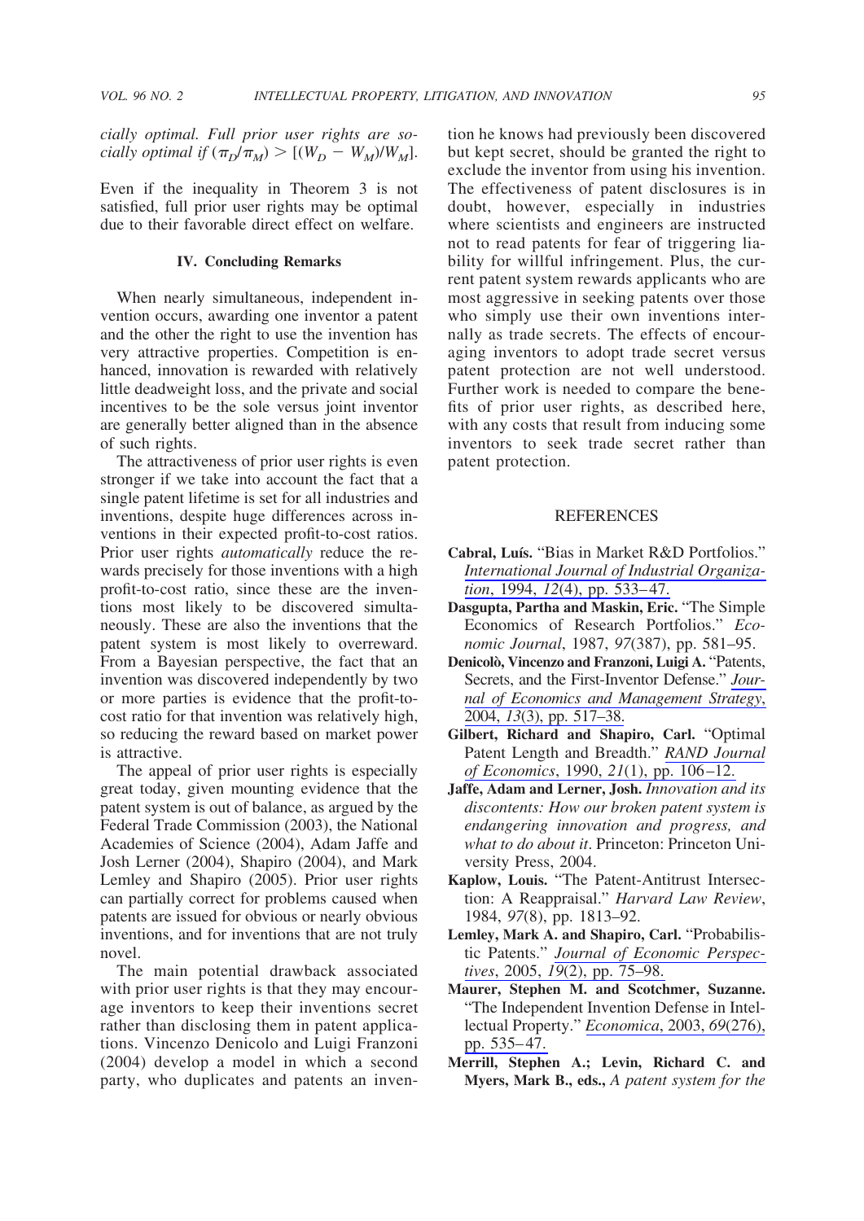*cially optimal. Full prior user rights are socially optimal if* $(\pi_D/\pi_M) > [(W_D - W_M)/W_M]$.

Even if the inequality in Theorem 3 is not satisfied, full prior user rights may be optimal due to their favorable direct effect on welfare.

## IV. Concluding Remarks

When nearly simultaneous, independent invention occurs, awarding one inventor a patent and the other the right to use the invention has very attractive properties. Competition is enhanced, innovation is rewarded with relatively little deadweight loss, and the private and social incentives to be the sole versus joint inventor are generally better aligned than in the absence of such rights.

The attractiveness of prior user rights is even stronger if we take into account the fact that a single patent lifetime is set for all industries and inventions, despite huge differences across inventions in their expected profit-to-cost ratios. Prior user rights *automatically* reduce the rewards precisely for those inventions with a high profit-to-cost ratio, since these are the inventions most likely to be discovered simultaneously. These are also the inventions that the patent system is most likely to overreward. From a Bayesian perspective, the fact that an invention was discovered independently by two or more parties is evidence that the profit-to-cost ratio for that invention was relatively high, so reducing the reward based on market power is attractive.

The appeal of prior user rights is especially great today, given mounting evidence that the patent system is out of balance, as argued by the Federal Trade Commission (2003), the National Academies of Science (2004), Adam Jaffe and Josh Lerner (2004), Shapiro (2004), and Mark Lemley and Shapiro (2005). Prior user rights can partially correct for problems caused when patents are issued for obvious or nearly obvious inventions, and for inventions that are not truly novel.

The main potential drawback associated with prior user rights is that they may encourage inventors to keep their inventions secret rather than disclosing them in patent applications. Vincenzo Denicolo and Luigi Franzoni (2004) develop a model in which a second party, who duplicates and patents an invention he knows had previously been discovered but kept secret, should be granted the right to exclude the inventor from using his invention. The effectiveness of patent disclosures is in doubt, however, especially in industries where scientists and engineers are instructed not to read patents for fear of triggering liability for willful infringement. Plus, the current patent system rewards applicants who are most aggressive in seeking patents over those who simply use their own inventions internally as trade secrets. The effects of encouraging inventors to adopt trade secret versus patent protection are not well understood. Further work is needed to compare the benefits of prior user rights, as described here, with any costs that result from inducing some inventors to seek trade secret rather than patent protection.

## REFERENCES

**Cabral, Luís.** "Bias in Market R&D Portfolios." *International Journal of Industrial Organization*, 1994, *12*(4), pp. 533–47.

**Dasgupta, Partha and Maskin, Eric.** "The Simple Economics of Research Portfolios." *Economic Journal*, 1987, *97*(387), pp. 581–95.

**Denicolò, Vincenzo and Franzoni, Luigi A.** "Patents, Secrets, and the First-Inventor Defense." *Journal of Economics and Management Strategy*, 2004, *13*(3), pp. 517–38.

**Gilbert, Richard and Shapiro, Carl.** "Optimal Patent Length and Breadth." *RAND Journal of Economics*, 1990, *21*(1), pp. 106–12.

**Jaffe, Adam and Lerner, Josh.** *Innovation and its discontents: How our broken patent system is endangering innovation and progress, and what to do about it*. Princeton: Princeton University Press, 2004.

**Kaplow, Louis.** "The Patent-Antitrust Intersection: A Reappraisal." *Harvard Law Review*, 1984, *97*(8), pp. 1813–92.

**Lemley, Mark A. and Shapiro, Carl.** "Probabilistic Patents." *Journal of Economic Perspectives*, 2005, *19*(2), pp. 75–98.

**Maurer, Stephen M. and Scotchmer, Suzanne.** "The Independent Invention Defense in Intellectual Property." *Economica*, 2003, *69*(276), pp. 535–47.

**Merrill, Stephen A.; Levin, Richard C. and Myers, Mark B., eds.,** *A patent system for the*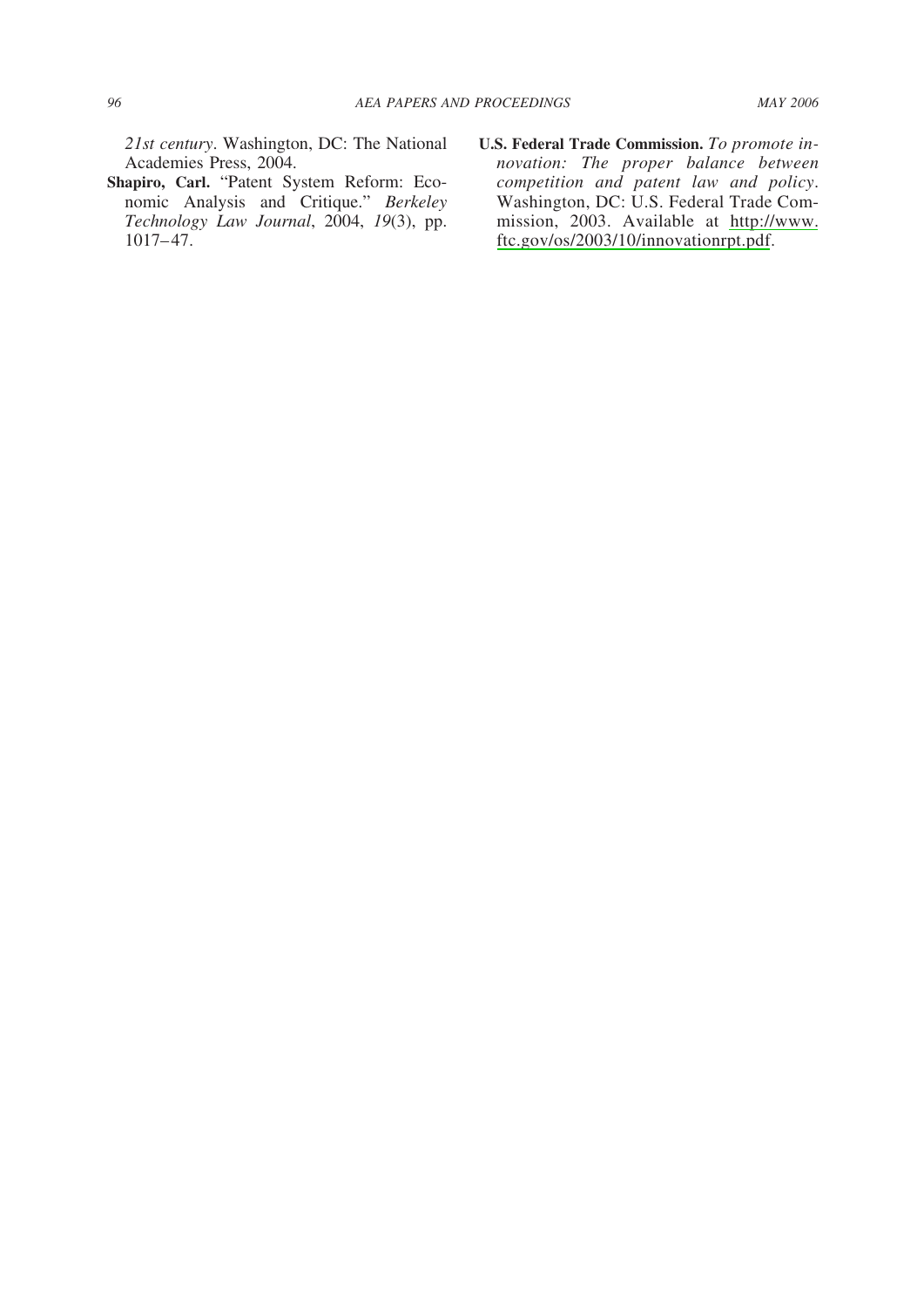*21st century*. Washington, DC: The National Academies Press, 2004.

**Shapiro, Carl.** "Patent System Reform: Economic Analysis and Critique." *Berkeley Technology Law Journal*, 2004, *19*(3), pp. 1017–47.

**U.S. Federal Trade Commission.** *To promote innovation: The proper balance between competition and patent law and policy*. Washington, DC: U.S. Federal Trade Commission, 2003. Available at http://www.ftc.gov/os/2003/10/innovationrpt.pdf.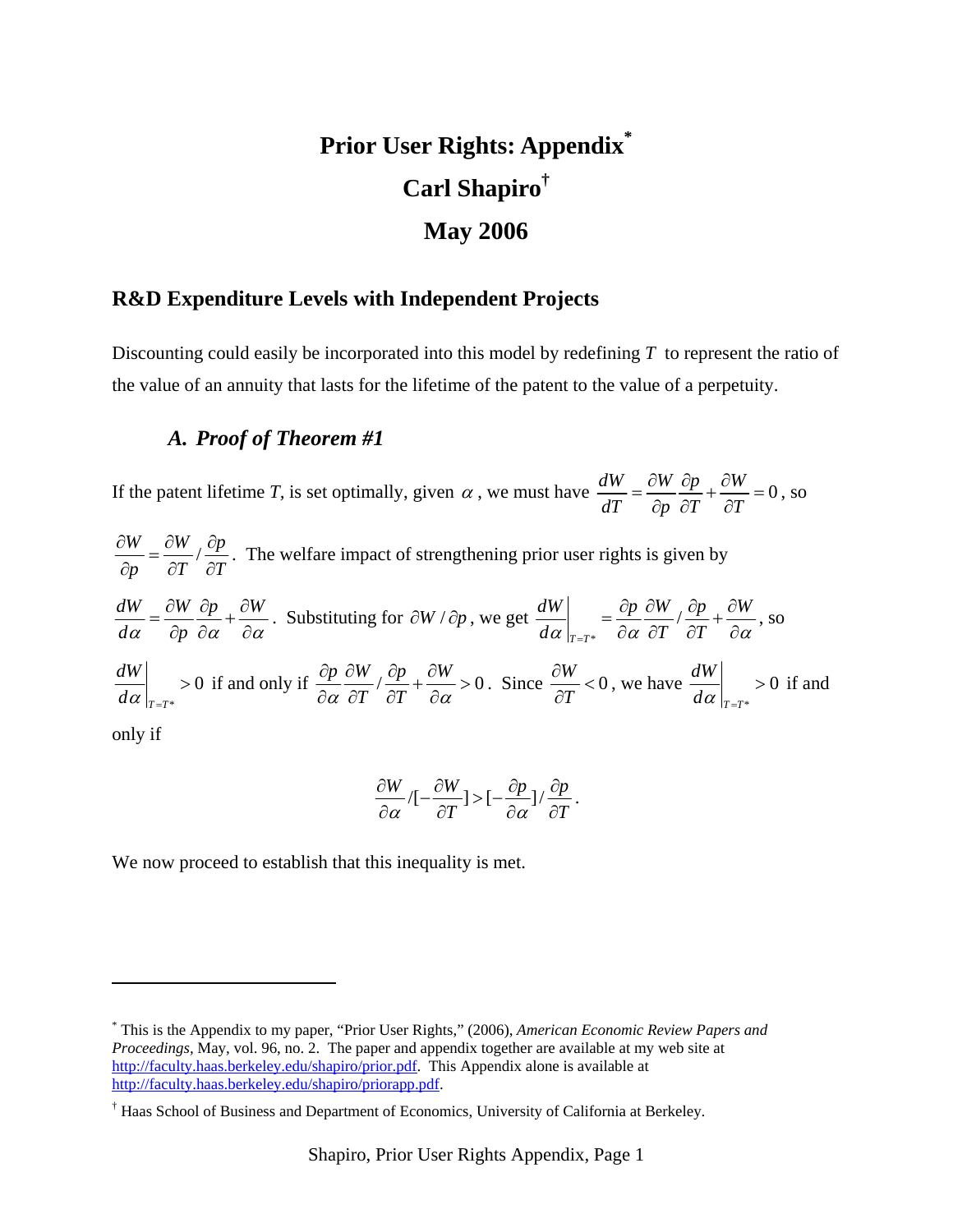# Prior User Rights: Appendix[*]

## Carl Shapiro[†]

## May 2006

### R&D Expenditure Levels with Independent Projects

Discounting could easily be incorporated into this model by redefining $T$ to represent the ratio of the value of an annuity that lasts for the lifetime of the patent to the value of a perpetuity.

#### *A. Proof of Theorem #1*

If the patent lifetime *T*, is set optimally, given $\alpha$, we must have $\frac{dW}{dT} = \frac{\partial W}{\partial p}\frac{\partial p}{\partial T} + \frac{\partial W}{\partial T} = 0$, so $\frac{\partial W}{\partial p} = \frac{\partial W}{\partial T} / \frac{\partial p}{\partial T}$. The welfare impact of strengthening prior user rights is given by $\frac{dW}{d\alpha} = \frac{\partial W}{\partial p}\frac{\partial p}{\partial \alpha} + \frac{\partial W}{\partial \alpha}$. Substituting for $\partial W / \partial p$, we get $\left.\frac{dW}{d\alpha}\right|_{T=T*} = \frac{\partial p}{\partial \alpha}\frac{\partial W}{\partial T} / \frac{\partial p}{\partial T} + \frac{\partial W}{\partial \alpha}$, so $\left.\frac{dW}{d\alpha}\right|_{T=T*} > 0$ if and only if $\frac{\partial p}{\partial \alpha}\frac{\partial W}{\partial T} / \frac{\partial p}{\partial T} + \frac{\partial W}{\partial \alpha} > 0$. Since $\frac{\partial W}{\partial T} < 0$, we have $\left.\frac{dW}{d\alpha}\right|_{T=T*} > 0$ if and only if

$$\frac{\partial W}{\partial \alpha} / [-\frac{\partial W}{\partial T}] > [-\frac{\partial p}{\partial \alpha}] / \frac{\partial p}{\partial T}.$$

We now proceed to establish that this inequality is met.

---

[*] This is the Appendix to my paper, "Prior User Rights," (2006), *American Economic Review Papers and Proceedings*, May, vol. 96, no. 2. The paper and appendix together are available at my web site at http://faculty.haas.berkeley.edu/shapiro/prior.pdf. This Appendix alone is available at http://faculty.haas.berkeley.edu/shapiro/priorapp.pdf.

[†] Haas School of Business and Department of Economics, University of California at Berkeley.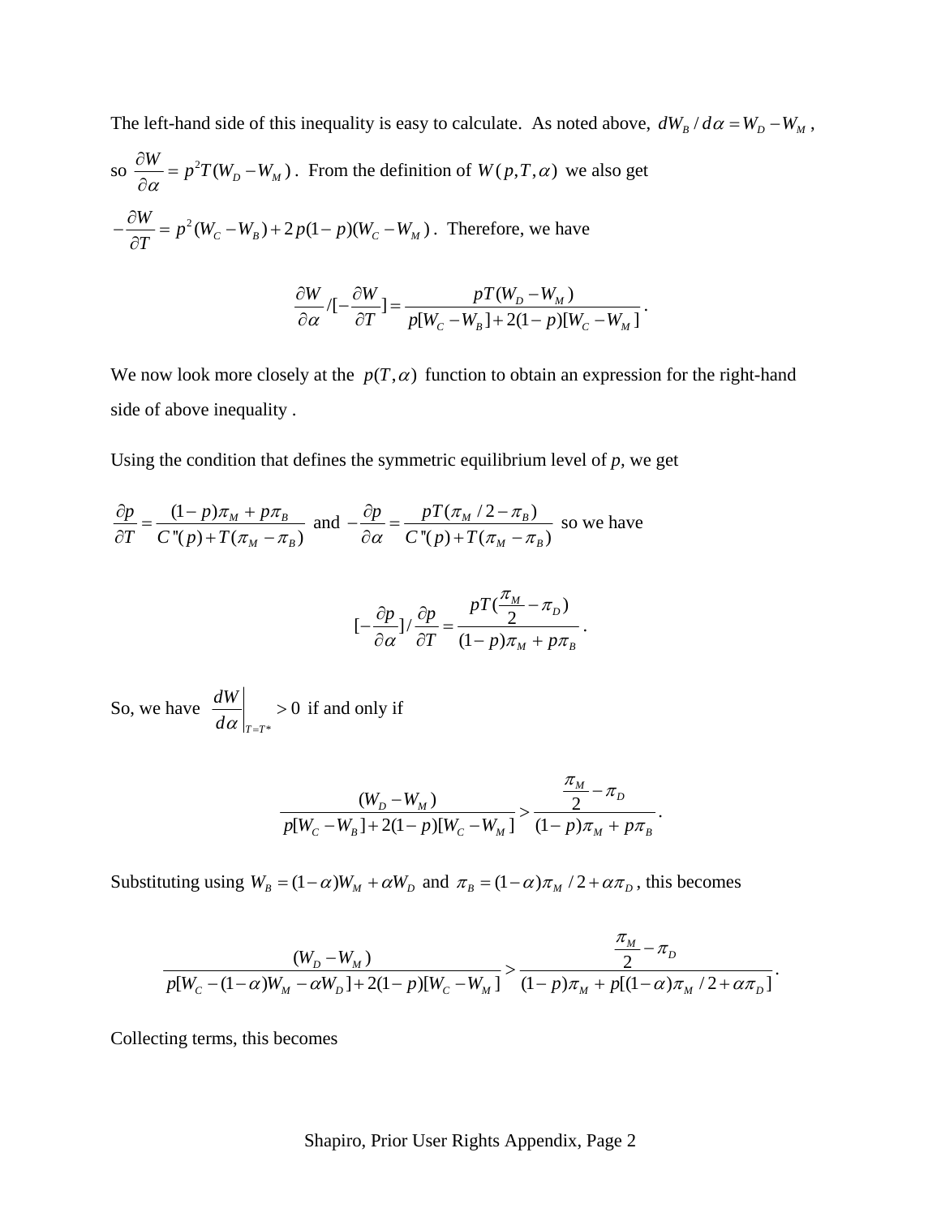The left-hand side of this inequality is easy to calculate. As noted above, $dW_B / d\alpha = W_D - W_M$, so $\frac{\partial W}{\partial \alpha} = p^2 T(W_D - W_M)$. From the definition of $W(p, T, \alpha)$ we also get $-\frac{\partial W}{\partial T} = p^2(W_C - W_B) + 2p(1-p)(W_C - W_M)$. Therefore, we have

$$\frac{\partial W}{\partial \alpha} / [-\frac{\partial W}{\partial T}] = \frac{pT(W_D - W_M)}{p[W_C - W_B] + 2(1-p)[W_C - W_M]}.$$

We now look more closely at the $p(T, \alpha)$ function to obtain an expression for the right-hand side of above inequality .

Using the condition that defines the symmetric equilibrium level of $p$, we get

$\frac{\partial p}{\partial T} = \frac{(1-p)\pi_M + p\pi_B}{C''(p) + T(\pi_M - \pi_B)}$ and $-\frac{\partial p}{\partial \alpha} = \frac{pT(\pi_M / 2 - \pi_B)}{C''(p) + T(\pi_M - \pi_B)}$ so we have

$$[-\frac{\partial p}{\partial \alpha}] / \frac{\partial p}{\partial T} = \frac{pT(\frac{\pi_M}{2} - \pi_D)}{(1-p)\pi_M + p\pi_B}.$$

So, we have $\left.\frac{dW}{d\alpha}\right|_{T=T^*} > 0$ if and only if

$$\frac{(W_D - W_M)}{p[W_C - W_B] + 2(1-p)[W_C - W_M]} > \frac{\frac{\pi_M}{2} - \pi_D}{(1-p)\pi_M + p\pi_B}.$$

Substituting using $W_B = (1-\alpha)W_M + \alpha W_D$ and $\pi_B = (1-\alpha)\pi_M / 2 + \alpha\pi_D$, this becomes

$$\frac{(W_D - W_M)}{p[W_C - (1-\alpha)W_M - \alpha W_D] + 2(1-p)[W_C - W_M]} > \frac{\frac{\pi_M}{2} - \pi_D}{(1-p)\pi_M + p[(1-\alpha)\pi_M / 2 + \alpha\pi_D]}.$$

Collecting terms, this becomes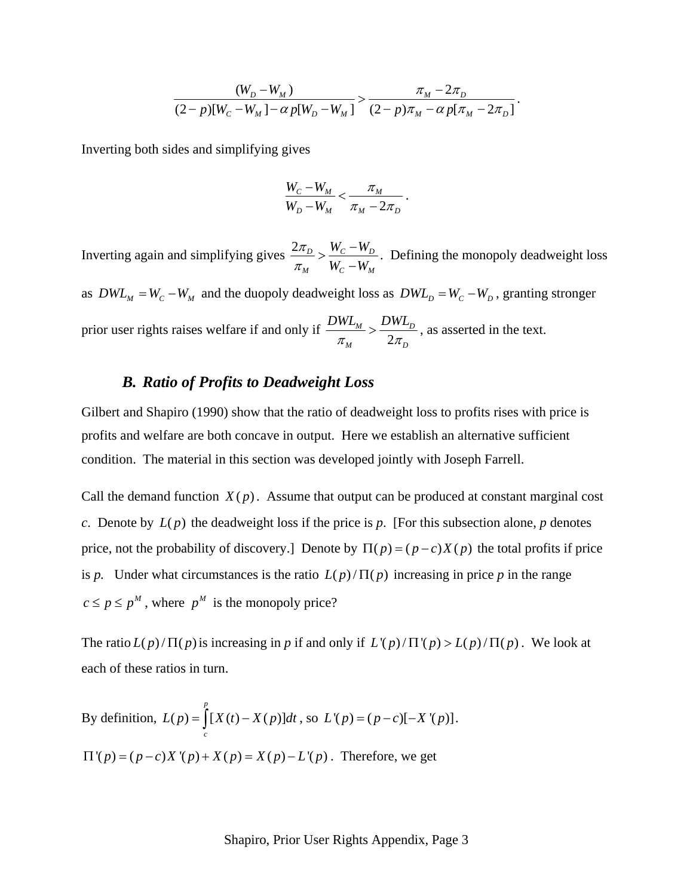$$\frac{(W_D - W_M)}{(2-p)[W_C - W_M] - \alpha p[W_D - W_M]} > \frac{\pi_M - 2\pi_D}{(2-p)\pi_M - \alpha p[\pi_M - 2\pi_D]}.$$

Inverting both sides and simplifying gives

$$\frac{W_C - W_M}{W_D - W_M} < \frac{\pi_M}{\pi_M - 2\pi_D}.$$

Inverting again and simplifying gives $\frac{2\pi_D}{\pi_M} > \frac{W_C - W_D}{W_C - W_M}$. Defining the monopoly deadweight loss as $DWL_M = W_C - W_M$ and the duopoly deadweight loss as $DWL_D = W_C - W_D$, granting stronger prior user rights raises welfare if and only if $\frac{DWL_M}{\pi_M} > \frac{DWL_D}{2\pi_D}$, as asserted in the text.

### *B. Ratio of Profits to Deadweight Loss*

Gilbert and Shapiro (1990) show that the ratio of deadweight loss to profits rises with price is profits and welfare are both concave in output. Here we establish an alternative sufficient condition. The material in this section was developed jointly with Joseph Farrell.

Call the demand function $X(p)$. Assume that output can be produced at constant marginal cost *c*. Denote by $L(p)$ the deadweight loss if the price is *p*. [For this subsection alone, *p* denotes price, not the probability of discovery.] Denote by $\Pi(p) = (p-c)X(p)$ the total profits if price is *p*. Under what circumstances is the ratio $L(p)/\Pi(p)$ increasing in price *p* in the range $c \le p \le p^M$, where $p^M$ is the monopoly price?

The ratio $L(p)/\Pi(p)$ is increasing in *p* if and only if $L'(p)/\Pi'(p) > L(p)/\Pi(p)$. We look at each of these ratios in turn.

By definition, $L(p) = \int_c^p [X(t) - X(p)]dt$, so $L'(p) = (p-c)[-X'(p)]$.

$\Pi'(p) = (p-c)X'(p) + X(p) = X(p) - L'(p)$. Therefore, we get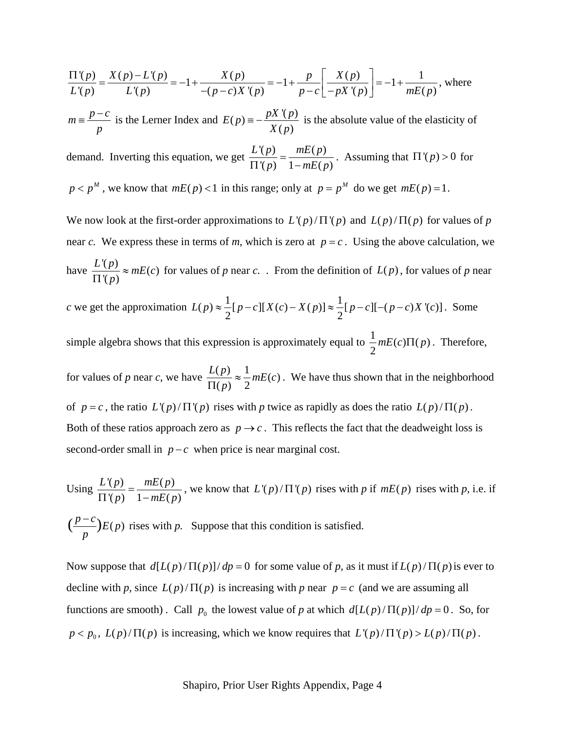$\frac{\Pi'(p)}{L'(p)} = \frac{X(p) - L'(p)}{L'(p)} = -1 + \frac{X(p)}{-(p-c)X'(p)} = -1 + \frac{p}{p-c}\left[\frac{X(p)}{-pX'(p)}\right] = -1 + \frac{1}{mE(p)}$, where $m \equiv \frac{p-c}{p}$ is the Lerner Index and $E(p) \equiv -\frac{pX'(p)}{X(p)}$ is the absolute value of the elasticity of demand. Inverting this equation, we get $\frac{L'(p)}{\Pi'(p)} = \frac{mE(p)}{1 - mE(p)}$. Assuming that $\Pi'(p) > 0$ for $p < p^M$, we know that $mE(p) < 1$ in this range; only at $p = p^M$ do we get $mE(p) = 1$.

We now look at the first-order approximations to $L'(p)/\Pi'(p)$ and $L(p)/\Pi(p)$ for values of $p$ near $c$. We express these in terms of $m$, which is zero at $p = c$. Using the above calculation, we have $\frac{L'(p)}{\Pi'(p)} \approx mE(c)$ for values of $p$ near $c$. . From the definition of $L(p)$, for values of $p$ near $c$ we get the approximation $L(p) \approx \frac{1}{2}[p-c][X(c) - X(p)] \approx \frac{1}{2}[p-c][-(p-c)X'(c)]$. Some simple algebra shows that this expression is approximately equal to $\frac{1}{2}mE(c)\Pi(p)$. Therefore, for values of $p$ near $c$, we have $\frac{L(p)}{\Pi(p)} \approx \frac{1}{2}mE(c)$. We have thus shown that in the neighborhood of $p = c$, the ratio $L'(p)/\Pi'(p)$ rises with $p$ twice as rapidly as does the ratio $L(p)/\Pi(p)$. Both of these ratios approach zero as $p \to c$. This reflects the fact that the deadweight loss is second-order small in $p - c$ when price is near marginal cost.

Using $\frac{L'(p)}{\Pi'(p)} = \frac{mE(p)}{1 - mE(p)}$, we know that $L'(p)/\Pi'(p)$ rises with $p$ if $mE(p)$ rises with $p$, i.e. if $\left(\frac{p-c}{p}\right)E(p)$ rises with $p$. Suppose that this condition is satisfied.

Now suppose that $d[L(p)/\Pi(p)]/dp = 0$ for some value of $p$, as it must if $L(p)/\Pi(p)$ is ever to decline with $p$, since $L(p)/\Pi(p)$ is increasing with $p$ near $p = c$ (and we are assuming all functions are smooth) . Call $p_0$ the lowest value of $p$ at which $d[L(p)/\Pi(p)]/dp = 0$. So, for $p < p_0$, $L(p)/\Pi(p)$ is increasing, which we know requires that $L'(p)/\Pi'(p) > L(p)/\Pi(p)$.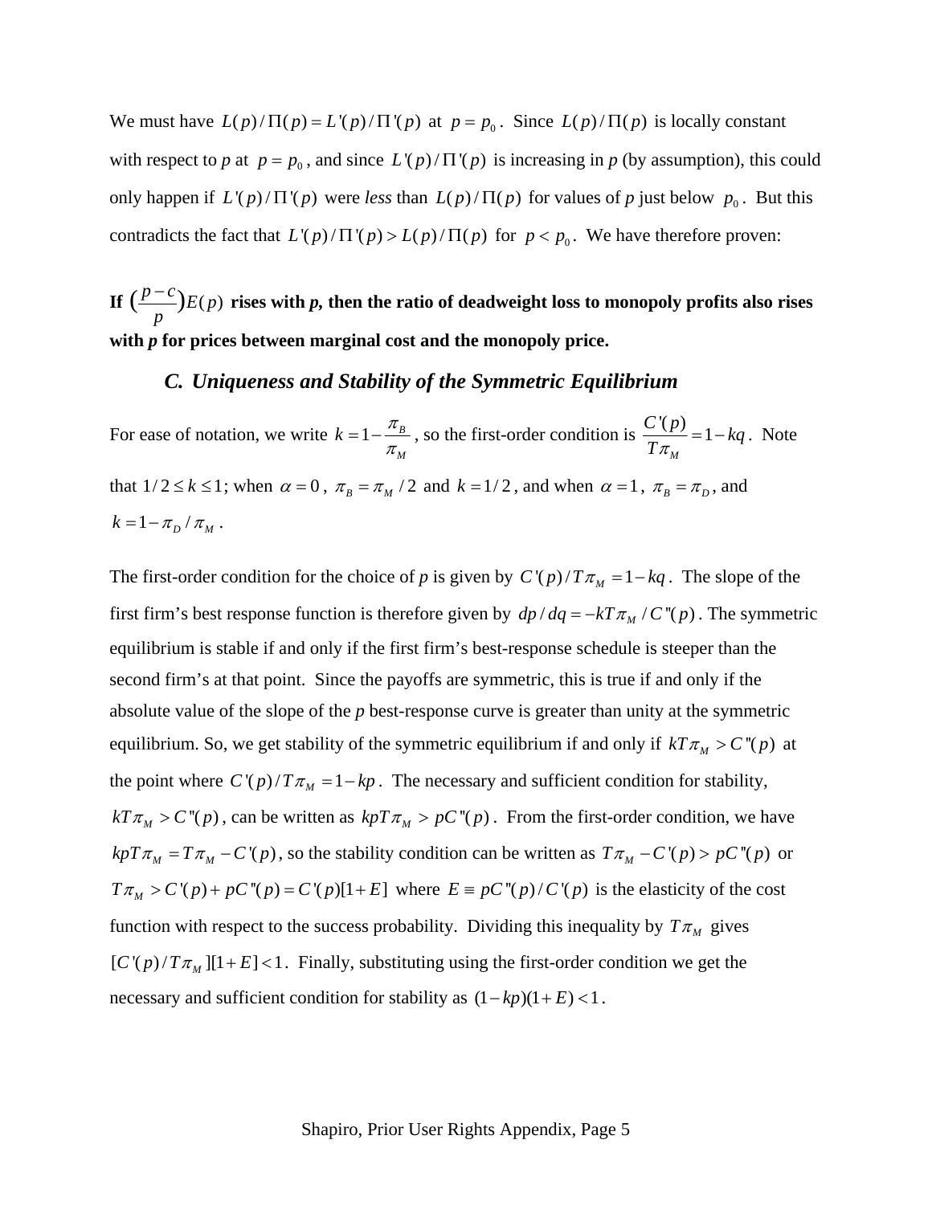We must have $L(p)/\Pi(p) = L'(p)/\Pi'(p)$ at $p = p_0$. Since $L(p)/\Pi(p)$ is locally constant with respect to $p$ at $p = p_0$, and since $L'(p)/\Pi'(p)$ is increasing in $p$ (by assumption), this could only happen if $L'(p)/\Pi'(p)$ were *less* than $L(p)/\Pi(p)$ for values of $p$ just below $p_0$. But this contradicts the fact that $L'(p)/\Pi'(p) > L(p)/\Pi(p)$ for $p < p_0$. We have therefore proven:

**If $\left(\frac{p-c}{p}\right)E(p)$ rises with *p*, then the ratio of deadweight loss to monopoly profits also rises with *p* for prices between marginal cost and the monopoly price.**

### *C. Uniqueness and Stability of the Symmetric Equilibrium*

For ease of notation, we write $k = 1 - \frac{\pi_B}{\pi_M}$, so the first-order condition is $\frac{C'(p)}{T\pi_M} = 1 - kq$. Note that $1/2 \le k \le 1$; when $\alpha = 0$, $\pi_B = \pi_M / 2$ and $k = 1/2$, and when $\alpha = 1$, $\pi_B = \pi_D$, and $k = 1 - \pi_D / \pi_M$.

The first-order condition for the choice of *p* is given by $C'(p)/T\pi_M = 1 - kq$. The slope of the first firm's best response function is therefore given by $dp/dq = -kT\pi_M / C''(p)$. The symmetric equilibrium is stable if and only if the first firm's best-response schedule is steeper than the second firm's at that point. Since the payoffs are symmetric, this is true if and only if the absolute value of the slope of the *p* best-response curve is greater than unity at the symmetric equilibrium. So, we get stability of the symmetric equilibrium if and only if $kT\pi_M > C''(p)$ at the point where $C'(p)/T\pi_M = 1 - kp$. The necessary and sufficient condition for stability, $kT\pi_M > C''(p)$, can be written as $kpT\pi_M > pC''(p)$. From the first-order condition, we have $kpT\pi_M = T\pi_M - C'(p)$, so the stability condition can be written as $T\pi_M - C'(p) > pC''(p)$ or $T\pi_M > C'(p) + pC''(p) = C'(p)[1+E]$ where $E \equiv pC''(p)/C'(p)$ is the elasticity of the cost function with respect to the success probability. Dividing this inequality by $T\pi_M$ gives $[C'(p)/T\pi_M][1+E] < 1$. Finally, substituting using the first-order condition we get the necessary and sufficient condition for stability as $(1-kp)(1+E) < 1$.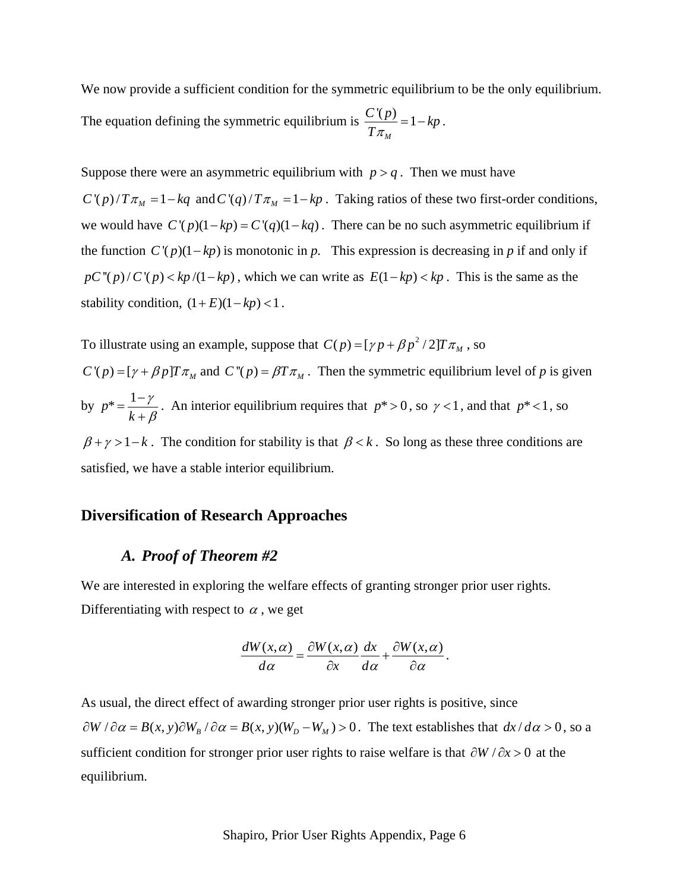We now provide a sufficient condition for the symmetric equilibrium to be the only equilibrium. The equation defining the symmetric equilibrium is $\frac{C'(p)}{T\pi_M} = 1 - kp$.

Suppose there were an asymmetric equilibrium with $p > q$. Then we must have $C'(p)/T\pi_M = 1 - kq$ and $C'(q)/T\pi_M = 1 - kp$. Taking ratios of these two first-order conditions, we would have $C'(p)(1-kp) = C'(q)(1-kq)$. There can be no such asymmetric equilibrium if the function $C'(p)(1-kp)$ is monotonic in *p*. This expression is decreasing in *p* if and only if $pC''(p)/C'(p) < kp/(1-kp)$, which we can write as $E(1-kp) < kp$. This is the same as the stability condition, $(1+E)(1-kp) < 1$.

To illustrate using an example, suppose that $C(p) = [\gamma p + \beta p^2 / 2]T\pi_M$, so $C'(p) = [\gamma + \beta p]T\pi_M$ and $C''(p) = \beta T\pi_M$. Then the symmetric equilibrium level of *p* is given by $p^* = \frac{1-\gamma}{k+\beta}$. An interior equilibrium requires that $p^* > 0$, so $\gamma < 1$, and that $p^* < 1$, so $\beta + \gamma > 1 - k$. The condition for stability is that $\beta < k$. So long as these three conditions are satisfied, we have a stable interior equilibrium.

## Diversification of Research Approaches

### *A. Proof of Theorem #2*

We are interested in exploring the welfare effects of granting stronger prior user rights. Differentiating with respect to $\alpha$, we get

$$\frac{dW(x,\alpha)}{d\alpha} = \frac{\partial W(x,\alpha)}{\partial x}\frac{dx}{d\alpha} + \frac{\partial W(x,\alpha)}{\partial \alpha}.$$

As usual, the direct effect of awarding stronger prior user rights is positive, since $\partial W / \partial \alpha = B(x,y)\partial W_B / \partial \alpha = B(x,y)(W_D - W_M) > 0$. The text establishes that $dx/d\alpha > 0$, so a sufficient condition for stronger prior user rights to raise welfare is that $\partial W / \partial x > 0$ at the equilibrium.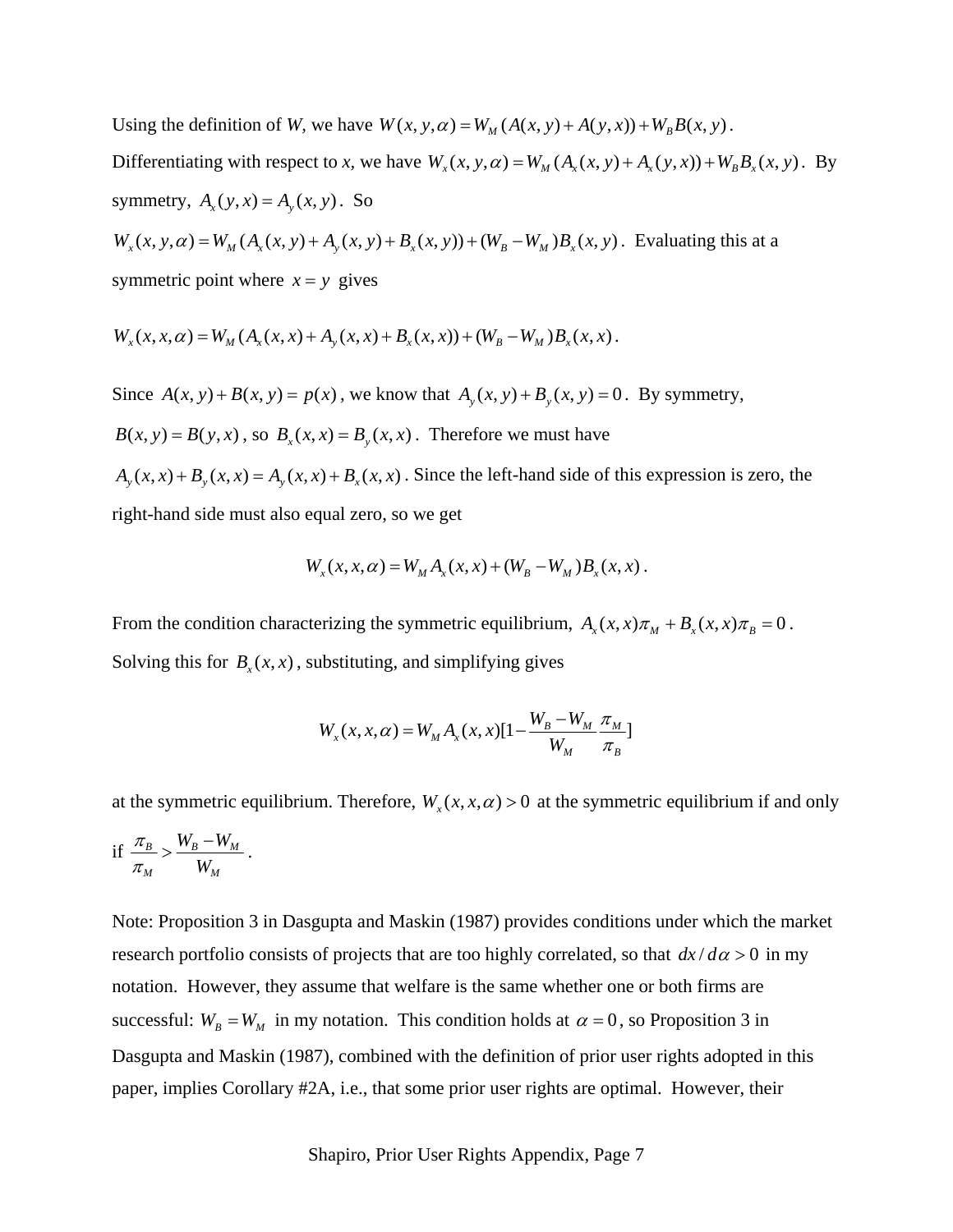Using the definition of $W$, we have $W(x, y, \alpha) = W_M(A(x, y) + A(y, x)) + W_B B(x, y)$. Differentiating with respect to $x$, we have $W_x(x, y, \alpha) = W_M(A_x(x, y) + A_x(y, x)) + W_B B_x(x, y)$. By symmetry, $A_x(y, x) = A_y(x, y)$. So $W_x(x, y, \alpha) = W_M(A_x(x, y) + A_y(x, y) + B_x(x, y)) + (W_B - W_M)B_x(x, y)$. Evaluating this at a symmetric point where $x = y$ gives

$$W_x(x, x, \alpha) = W_M(A_x(x, x) + A_y(x, x) + B_x(x, x)) + (W_B - W_M)B_x(x, x).$$

Since $A(x, y) + B(x, y) = p(x)$, we know that $A_y(x, y) + B_y(x, y) = 0$. By symmetry, $B(x, y) = B(y, x)$, so $B_x(x, x) = B_y(x, x)$. Therefore we must have $A_y(x, x) + B_y(x, x) = A_y(x, x) + B_x(x, x)$. Since the left-hand side of this expression is zero, the right-hand side must also equal zero, so we get

$$W_x(x, x, \alpha) = W_M A_x(x, x) + (W_B - W_M)B_x(x, x).$$

From the condition characterizing the symmetric equilibrium, $A_x(x, x)\pi_M + B_x(x, x)\pi_B = 0$. Solving this for $B_x(x, x)$, substituting, and simplifying gives

$$W_x(x, x, \alpha) = W_M A_x(x, x)[1 - \frac{W_B - W_M}{W_M}\frac{\pi_M}{\pi_B}]$$

at the symmetric equilibrium. Therefore, $W_x(x, x, \alpha) > 0$ at the symmetric equilibrium if and only if $\frac{\pi_B}{\pi_M} > \frac{W_B - W_M}{W_M}$.

Note: Proposition 3 in Dasgupta and Maskin (1987) provides conditions under which the market research portfolio consists of projects that are too highly correlated, so that $dx / d\alpha > 0$ in my notation. However, they assume that welfare is the same whether one or both firms are successful: $W_B = W_M$ in my notation. This condition holds at $\alpha = 0$, so Proposition 3 in Dasgupta and Maskin (1987), combined with the definition of prior user rights adopted in this paper, implies Corollary #2A, i.e., that some prior user rights are optimal. However, their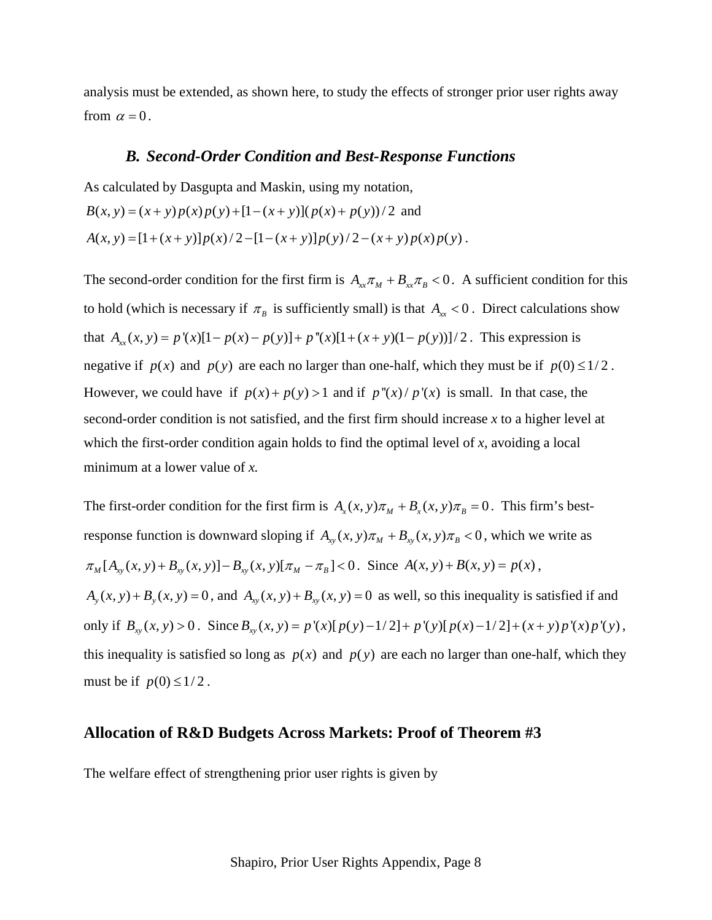analysis must be extended, as shown here, to study the effects of stronger prior user rights away from $\alpha = 0$.

### *B. Second-Order Condition and Best-Response Functions*

As calculated by Dasgupta and Maskin, using my notation,
$B(x, y) = (x + y)p(x)p(y) + [1-(x + y)](p(x) + p(y))/2$ and
$A(x, y) = [1+(x + y)]p(x)/2 - [1-(x + y)]p(y)/2 - (x + y)p(x)p(y)$.

The second-order condition for the first firm is $A_{xx}\pi_M + B_{xx}\pi_B < 0$. A sufficient condition for this to hold (which is necessary if $\pi_B$ is sufficiently small) is that $A_{xx} < 0$. Direct calculations show that $A_{xx}(x, y) = p'(x)[1- p(x) - p(y)] + p''(x)[1+(x + y)(1- p(y))]/2$. This expression is negative if $p(x)$ and $p(y)$ are each no larger than one-half, which they must be if $p(0) \le 1/2$. However, we could have if $p(x) + p(y) > 1$ and if $p''(x)/ p'(x)$ is small. In that case, the second-order condition is not satisfied, and the first firm should increase *x* to a higher level at which the first-order condition again holds to find the optimal level of *x*, avoiding a local minimum at a lower value of *x.*

The first-order condition for the first firm is $A_x(x, y)\pi_M + B_x(x, y)\pi_B = 0$. This firm's best-response function is downward sloping if $A_{xy}(x, y)\pi_M + B_{xy}(x, y)\pi_B < 0$, which we write as $\pi_M[A_{xy}(x, y) + B_{xy}(x, y)] - B_{xy}(x, y)[\pi_M - \pi_B] < 0$. Since $A(x, y) + B(x, y) = p(x)$, $A_y(x, y) + B_y(x, y) = 0$, and $A_{xy}(x, y) + B_{xy}(x, y) = 0$ as well, so this inequality is satisfied if and only if $B_{xy}(x, y) > 0$. Since $B_{xy}(x, y) = p'(x)[p(y) - 1/2] + p'(y)[p(x) - 1/2] + (x + y)p'(x)p'(y)$, this inequality is satisfied so long as $p(x)$ and $p(y)$ are each no larger than one-half, which they must be if $p(0) \le 1/2$.

## Allocation of R&D Budgets Across Markets: Proof of Theorem #3

The welfare effect of strengthening prior user rights is given by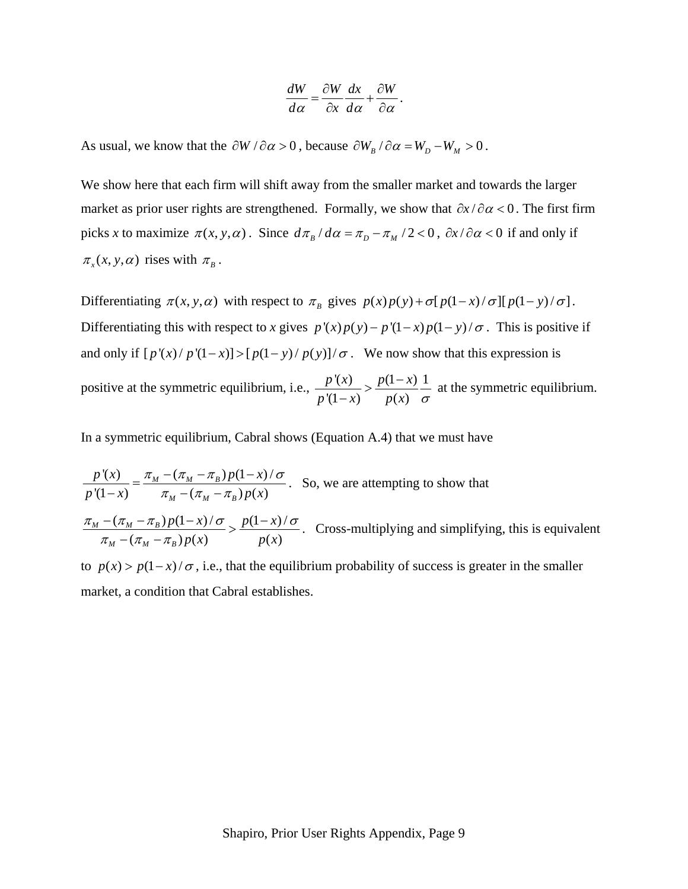$$\frac{dW}{d\alpha} = \frac{\partial W}{\partial x}\frac{dx}{d\alpha} + \frac{\partial W}{\partial \alpha}.$$

As usual, we know that the $\partial W / \partial \alpha > 0$, because $\partial W_B / \partial \alpha = W_D - W_M > 0$.

We show here that each firm will shift away from the smaller market and towards the larger market as prior user rights are strengthened. Formally, we show that $\partial x / \partial \alpha < 0$. The first firm picks *x* to maximize $\pi(x, y, \alpha)$. Since $d\pi_B / d\alpha = \pi_D - \pi_M / 2 < 0$, $\partial x / \partial \alpha < 0$ if and only if $\pi_x(x, y, \alpha)$ rises with $\pi_B$.

Differentiating $\pi(x, y, \alpha)$ with respect to $\pi_B$ gives $p(x)p(y) + \sigma[p(1-x)/\sigma][p(1-y)/\sigma]$. Differentiating this with respect to *x* gives $p'(x)p(y) - p'(1-x)p(1-y)/\sigma$. This is positive if and only if $[p'(x)/p'(1-x)] > [p(1-y)/p(y)]/\sigma$. We now show that this expression is positive at the symmetric equilibrium, i.e., $\dfrac{p'(x)}{p'(1-x)} > \dfrac{p(1-x)}{p(x)}\dfrac{1}{\sigma}$ at the symmetric equilibrium.

In a symmetric equilibrium, Cabral shows (Equation A.4) that we must have

$\dfrac{p'(x)}{p'(1-x)} = \dfrac{\pi_M - (\pi_M - \pi_B)p(1-x)/\sigma}{\pi_M - (\pi_M - \pi_B)p(x)}$. So, we are attempting to show that

$\dfrac{\pi_M - (\pi_M - \pi_B)p(1-x)/\sigma}{\pi_M - (\pi_M - \pi_B)p(x)} > \dfrac{p(1-x)/\sigma}{p(x)}$. Cross-multiplying and simplifying, this is equivalent to $p(x) > p(1-x)/\sigma$, i.e., that the equilibrium probability of success is greater in the smaller market, a condition that Cabral establishes.